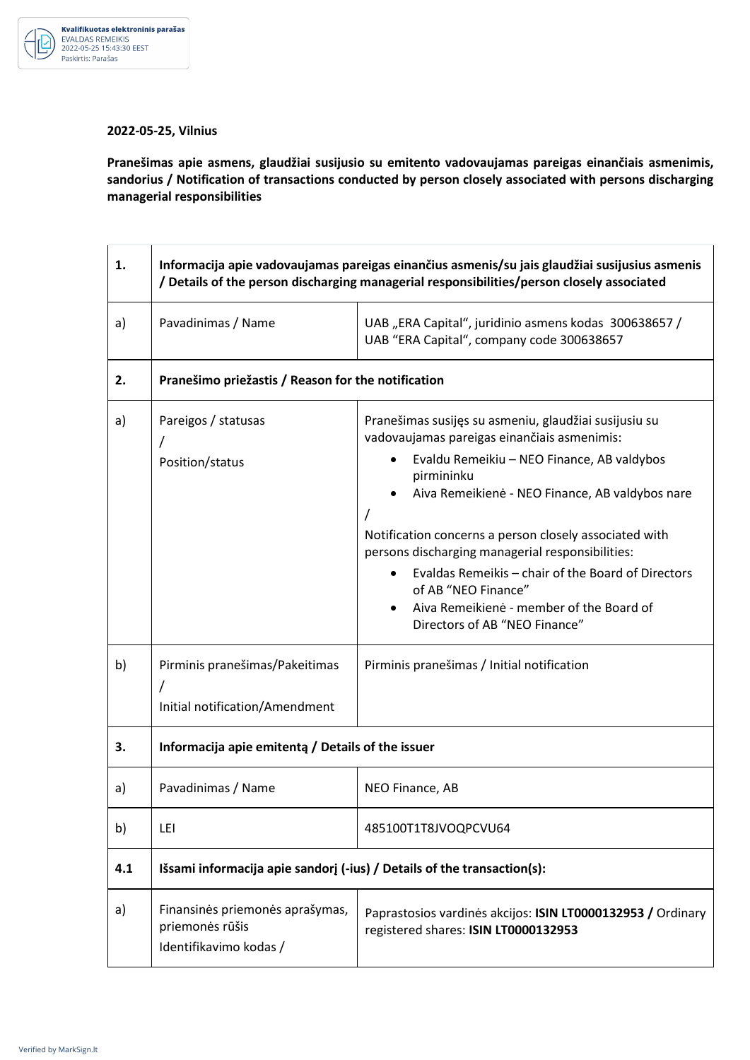**2022-05-25, Vilnius**

**Pranešimas apie asmens, glaudžiai susijusio su emitento vadovaujamas pareigas einančiais asmenimis, sandorius / Notification of transactions conducted by person closely associated with persons discharging managerial responsibilities**

| | | |
|---|---|---|
| **1.** | **Informacija apie vadovaujamas pareigas einančius asmenis/su jais glaudžiai susijusius asmenis / Details of the person discharging managerial responsibilities/person closely associated** | |
| a) | Pavadinimas / Name | UAB „ERA Capital", juridinio asmens kodas 300638657 / UAB "ERA Capital", company code 300638657 |
| **2.** | **Pranešimo priežastis / Reason for the notification** | |
| a) | Pareigos / statusas / Position/status | Pranešimas susijęs su asmeniu, glaudžiai susijusiu su vadovaujamas pareigas einančiais asmenimis: <br>• Evaldu Remeikiu – NEO Finance, AB valdybos pirmininku <br>• Aiva Remeikienė - NEO Finance, AB valdybos nare <br>/ <br>Notification concerns a person closely associated with persons discharging managerial responsibilities: <br>• Evaldas Remeikis – chair of the Board of Directors of AB "NEO Finance" <br>• Aiva Remeikienė - member of the Board of Directors of AB "NEO Finance" |
| b) | Pirminis pranešimas/Pakeitimas / Initial notification/Amendment | Pirminis pranešimas / Initial notification |
| **3.** | **Informacija apie emitentą / Details of the issuer** | |
| a) | Pavadinimas / Name | NEO Finance, AB |
| b) | LEI | 485100T1T8JVOQPCVU64 |
| **4.1** | **Išsami informacija apie sandorį (-ius) / Details of the transaction(s):** | |
| a) | Finansinės priemonės aprašymas, priemonės rūšis Identifikavimo kodas / | Paprastosios vardinės akcijos: **ISIN LT0000132953 /** Ordinary registered shares: **ISIN LT0000132953** |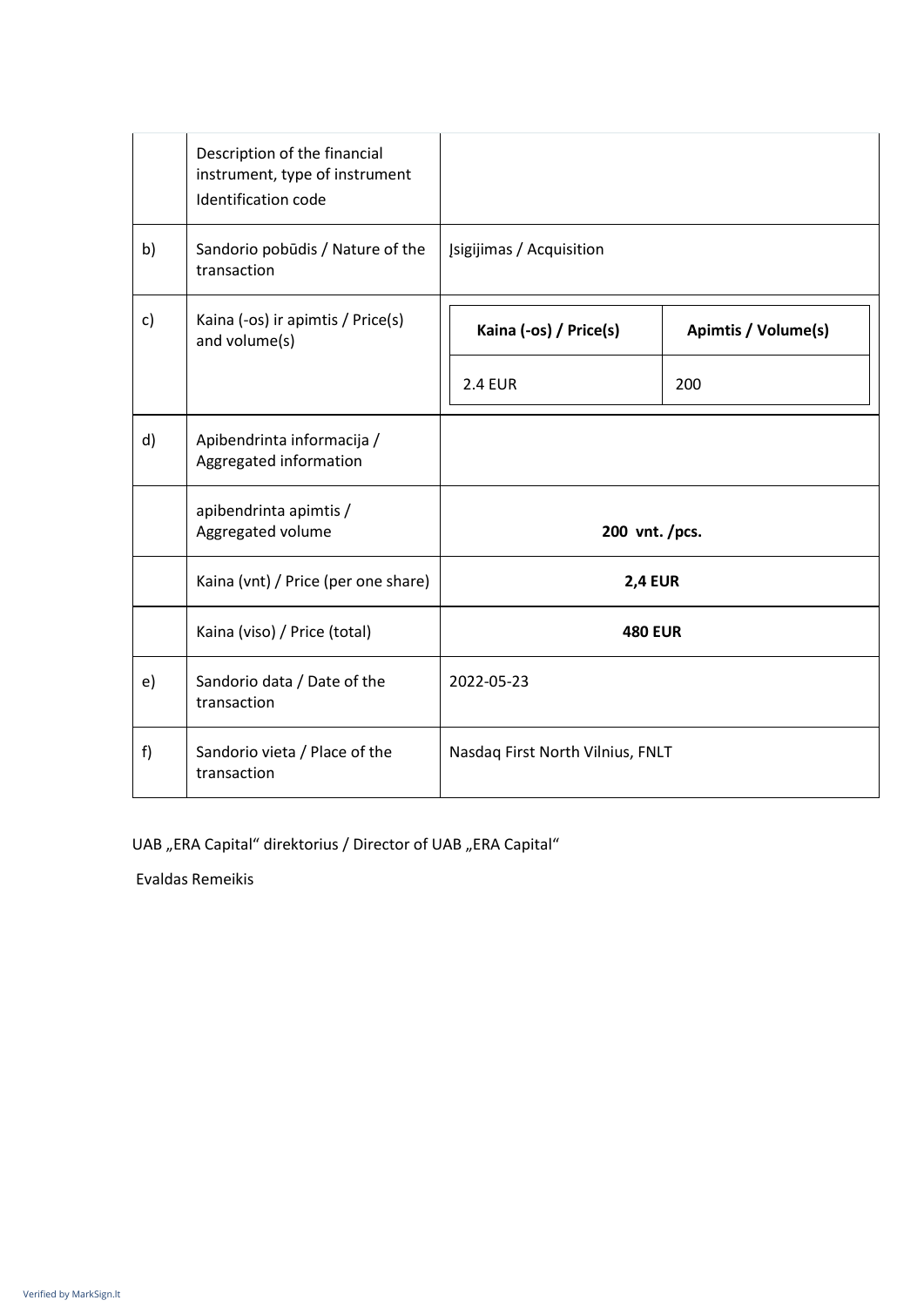| | | |
|---|---|---|
| | Description of the financial instrument, type of instrument Identification code | |
| b) | Sandorio pobūdis / Nature of the transaction | Įsigijimas / Acquisition |
| c) | Kaina (-os) ir apimtis / Price(s) and volume(s) | **Kaina (-os) / Price(s)**: 2.4 EUR; **Apimtis / Volume(s)**: 200 |
| d) | Apibendrinta informacija / Aggregated information | |
| | apibendrinta apimtis / Aggregated volume | **200 vnt. /pcs.** |
| | Kaina (vnt) / Price (per one share) | **2,4 EUR** |
| | Kaina (viso) / Price (total) | **480 EUR** |
| e) | Sandorio data / Date of the transaction | 2022-05-23 |
| f) | Sandorio vieta / Place of the transaction | Nasdaq First North Vilnius, FNLT |

UAB „ERA Capital" direktorius / Director of UAB „ERA Capital"

Evaldas Remeikis

Verified by MarkSign.lt